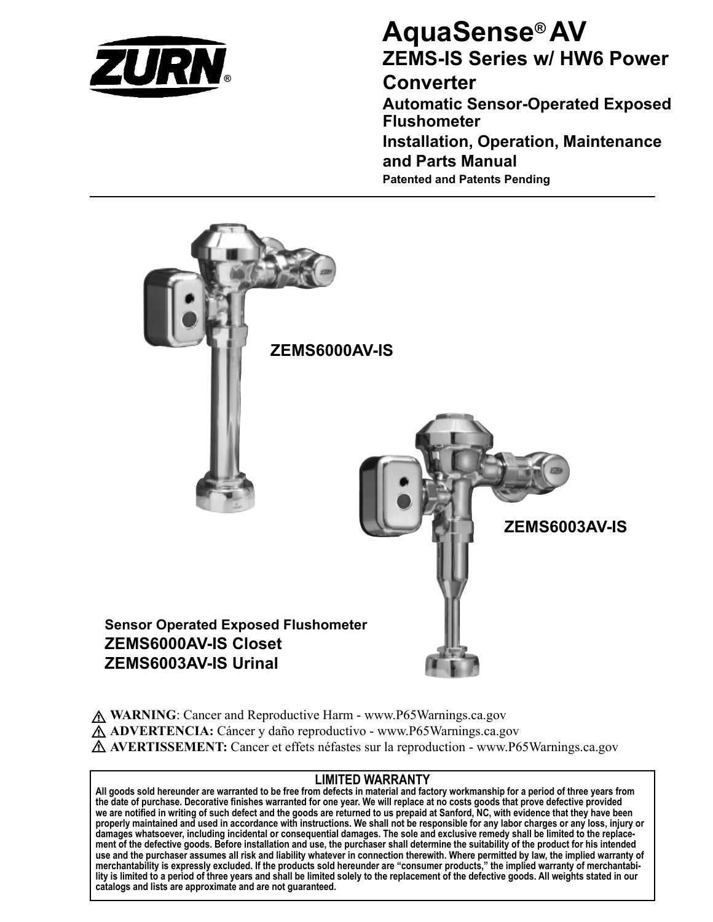ZURN®

# AquaSense® AV

## ZEMS-IS Series w/ HW6 Power Converter

### Automatic Sensor-Operated Exposed Flushometer

### Installation, Operation, Maintenance and Parts Manual

**Patented and Patents Pending**

ZEMS6000AV-IS

ZEMS6003AV-IS

**Sensor Operated Exposed Flushometer**

**ZEMS6000AV-IS Closet**

**ZEMS6003AV-IS Urinal**

⚠ **WARNING**: Cancer and Reproductive Harm - www.P65Warnings.ca.gov

⚠ **ADVERTENCIA:** Cáncer y daño reproductivo - www.P65Warnings.ca.gov

⚠ **AVERTISSEMENT:** Cancer et effets néfastes sur la reproduction - www.P65Warnings.ca.gov

**LIMITED WARRANTY**

**All goods sold hereunder are warranted to be free from defects in material and factory workmanship for a period of three years from the date of purchase. Decorative finishes warranted for one year. We will replace at no costs goods that prove defective provided we are notified in writing of such defect and the goods are returned to us prepaid at Sanford, NC, with evidence that they have been properly maintained and used in accordance with instructions. We shall not be responsible for any labor charges or any loss, injury or damages whatsoever, including incidental or consequential damages. The sole and exclusive remedy shall be limited to the replacement of the defective goods. Before installation and use, the purchaser shall determine the suitability of the product for his intended use and the purchaser assumes all risk and liability whatever in connection therewith. Where permitted by law, the implied warranty of merchantability is expressly excluded. If the products sold hereunder are "consumer products," the implied warranty of merchantability is limited to a period of three years and shall be limited solely to the replacement of the defective goods. All weights stated in our catalogs and lists are approximate and are not guaranteed.**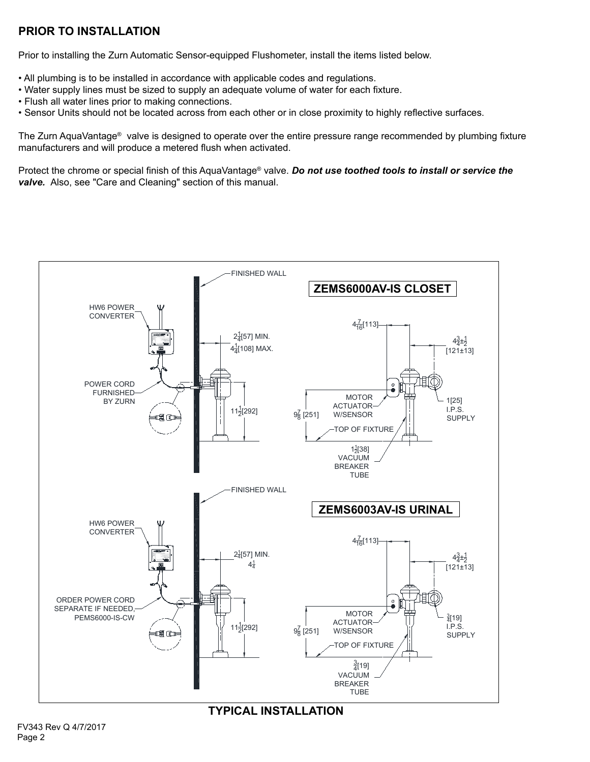## PRIOR TO INSTALLATION

Prior to installing the Zurn Automatic Sensor-equipped Flushometer, install the items listed below.

- All plumbing is to be installed in accordance with applicable codes and regulations.
- Water supply lines must be sized to supply an adequate volume of water for each fixture.
- Flush all water lines prior to making connections.
- Sensor Units should not be located across from each other or in close proximity to highly reflective surfaces.

The Zurn AquaVantage® valve is designed to operate over the entire pressure range recommended by plumbing fixture manufacturers and will produce a metered flush when activated.

Protect the chrome or special finish of this AquaVantage® valve. ***Do not use toothed tools to install or service the valve.*** Also, see "Care and Cleaning" section of this manual.

**ZEMS6000AV-IS CLOSET**

FINISHED WALL

HW6 POWER CONVERTER

POWER CORD FURNISHED BY ZURN

$2\frac{1}{4}$[57] MIN.

$4\frac{1}{4}$[108] MAX.

$11\frac{1}{2}$[292]

$4\frac{7}{16}$[113]

$4\frac{3}{4}\pm\frac{1}{2}$ [121±13]

MOTOR ACTUATOR W/SENSOR

$9\frac{7}{8}$ [251]

1[25] I.P.S. SUPPLY

TOP OF FIXTURE

$1\frac{1}{2}$[38] VACUUM BREAKER TUBE

**ZEMS6003AV-IS URINAL**

FINISHED WALL

HW6 POWER CONVERTER

ORDER POWER CORD SEPARATE IF NEEDED, PEMS6000-IS-CW

$2\frac{1}{4}$[57] MIN.

$4\frac{1}{4}$

$11\frac{1}{2}$[292]

$4\frac{7}{16}$[113]

$4\frac{3}{4}\pm\frac{1}{2}$ [121±13]

MOTOR ACTUATOR W/SENSOR

$9\frac{7}{8}$ [251]

$\frac{3}{4}$[19] I.P.S. SUPPLY

TOP OF FIXTURE

$\frac{3}{4}$[19] VACUUM BREAKER TUBE

**TYPICAL INSTALLATION**

FV343 Rev Q 4/7/2017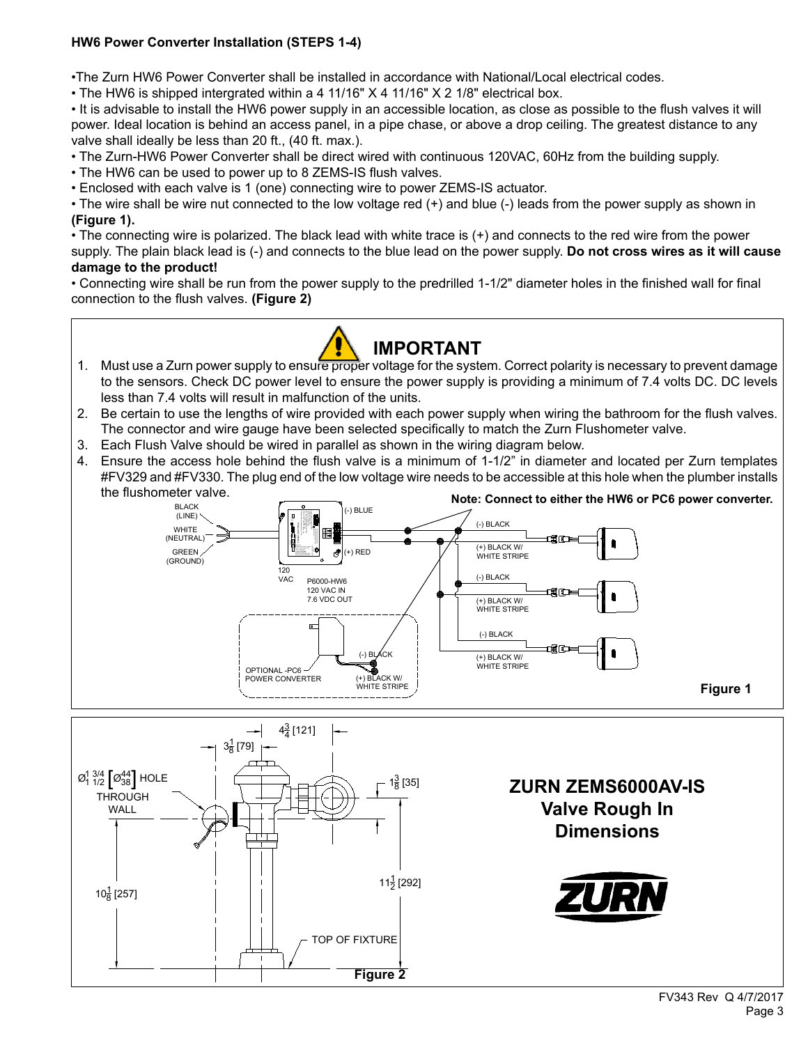**HW6 Power Converter Installation (STEPS 1-4)**

- The Zurn HW6 Power Converter shall be installed in accordance with National/Local electrical codes.
- The HW6 is shipped intergrated within a 4 11/16" X 4 11/16" X 2 1/8" electrical box.
- It is advisable to install the HW6 power supply in an accessible location, as close as possible to the flush valves it will power. Ideal location is behind an access panel, in a pipe chase, or above a drop ceiling. The greatest distance to any valve shall ideally be less than 20 ft., (40 ft. max.).
- The Zurn-HW6 Power Converter shall be direct wired with continuous 120VAC, 60Hz from the building supply.
- The HW6 can be used to power up to 8 ZEMS-IS flush valves.
- Enclosed with each valve is 1 (one) connecting wire to power ZEMS-IS actuator.
- The wire shall be wire nut connected to the low voltage red (+) and blue (-) leads from the power supply as shown in **(Figure 1).**
- The connecting wire is polarized. The black lead with white trace is (+) and connects to the red wire from the power supply. The plain black lead is (-) and connects to the blue lead on the power supply. **Do not cross wires as it will cause damage to the product!**
- Connecting wire shall be run from the power supply to the predrilled 1-1/2" diameter holes in the finished wall for final connection to the flush valves. **(Figure 2)**

## IMPORTANT

1. Must use a Zurn power supply to ensure proper voltage for the system. Correct polarity is necessary to prevent damage to the sensors. Check DC power level to ensure the power supply is providing a minimum of 7.4 volts DC. DC levels less than 7.4 volts will result in malfunction of the units.
2. Be certain to use the lengths of wire provided with each power supply when wiring the bathroom for the flush valves. The connector and wire gauge have been selected specifically to match the Zurn Flushometer valve.
3. Each Flush Valve should be wired in parallel as shown in the wiring diagram below.
4. Ensure the access hole behind the flush valve is a minimum of 1-1/2" in diameter and located per Zurn templates #FV329 and #FV330. The plug end of the low voltage wire needs to be accessible at this hole when the plumber installs the flushometer valve.

**Note: Connect to either the HW6 or PC6 power converter.**

BLACK (LINE) · WHITE (NEUTRAL) · GREEN (GROUND) · 120 VAC · P6000-HW6 120 VAC IN 7.6 VDC OUT · (-) BLUE · (+) RED · (-) BLACK · (+) BLACK W/ WHITE STRIPE · OPTIONAL -PC6 POWER CONVERTER

**Figure 1**

## ZURN ZEMS6000AV-IS Valve Rough In Dimensions

Ø1 3/4 [Ø44] / 1 1/2 [Ø38] HOLE THROUGH WALL · 3 1/8 [79] · 4 3/4 [121] · 1 3/8 [35] · 10 1/8 [257] · 11 1/2 [292] · TOP OF FIXTURE

**Figure 2**

FV343 Rev Q 4/7/2017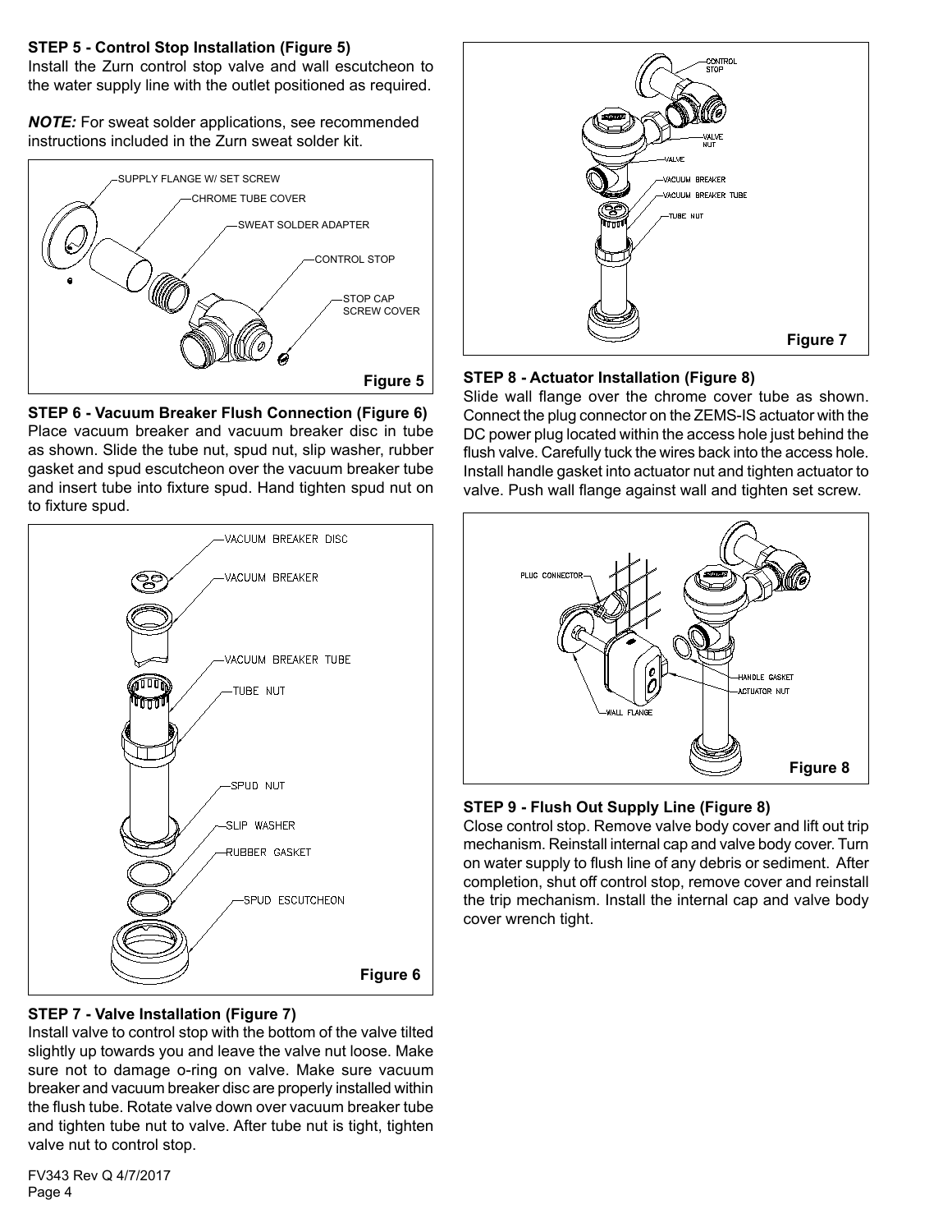**STEP 5 - Control Stop Installation (Figure 5)**
Install the Zurn control stop valve and wall escutcheon to the water supply line with the outlet positioned as required.

***NOTE:*** For sweat solder applications, see recommended instructions included in the Zurn sweat solder kit.

SUPPLY FLANGE W/ SET SCREW
CHROME TUBE COVER
SWEAT SOLDER ADAPTER
CONTROL STOP
STOP CAP SCREW COVER

Figure 5

**STEP 6 - Vacuum Breaker Flush Connection (Figure 6)**
Place vacuum breaker and vacuum breaker disc in tube as shown. Slide the tube nut, spud nut, slip washer, rubber gasket and spud escutcheon over the vacuum breaker tube and insert tube into fixture spud. Hand tighten spud nut on to fixture spud.

VACUUM BREAKER DISC
VACUUM BREAKER
VACUUM BREAKER TUBE
TUBE NUT
SPUD NUT
SLIP WASHER
RUBBER GASKET
SPUD ESCUTCHEON

Figure 6

**STEP 7 - Valve Installation (Figure 7)**
Install valve to control stop with the bottom of the valve tilted slightly up towards you and leave the valve nut loose. Make sure not to damage o-ring on valve. Make sure vacuum breaker and vacuum breaker disc are properly installed within the flush tube. Rotate valve down over vacuum breaker tube and tighten tube nut to valve. After tube nut is tight, tighten valve nut to control stop.

CONTROL STOP
VALVE NUT
VALVE
VACUUM BREAKER
VACUUM BREAKER TUBE
TUBE NUT

Figure 7

**STEP 8 - Actuator Installation (Figure 8)**
Slide wall flange over the chrome cover tube as shown. Connect the plug connector on the ZEMS-IS actuator with the DC power plug located within the access hole just behind the flush valve. Carefully tuck the wires back into the access hole. Install handle gasket into actuator nut and tighten actuator to valve. Push wall flange against wall and tighten set screw.

PLUG CONNECTOR
HANDLE GASKET
ACTUATOR NUT
WALL FLANGE

Figure 8

**STEP 9 - Flush Out Supply Line (Figure 8)**
Close control stop. Remove valve body cover and lift out trip mechanism. Reinstall internal cap and valve body cover. Turn on water supply to flush line of any debris or sediment. After completion, shut off control stop, remove cover and reinstall the trip mechanism. Install the internal cap and valve body cover wrench tight.

FV343 Rev Q 4/7/2017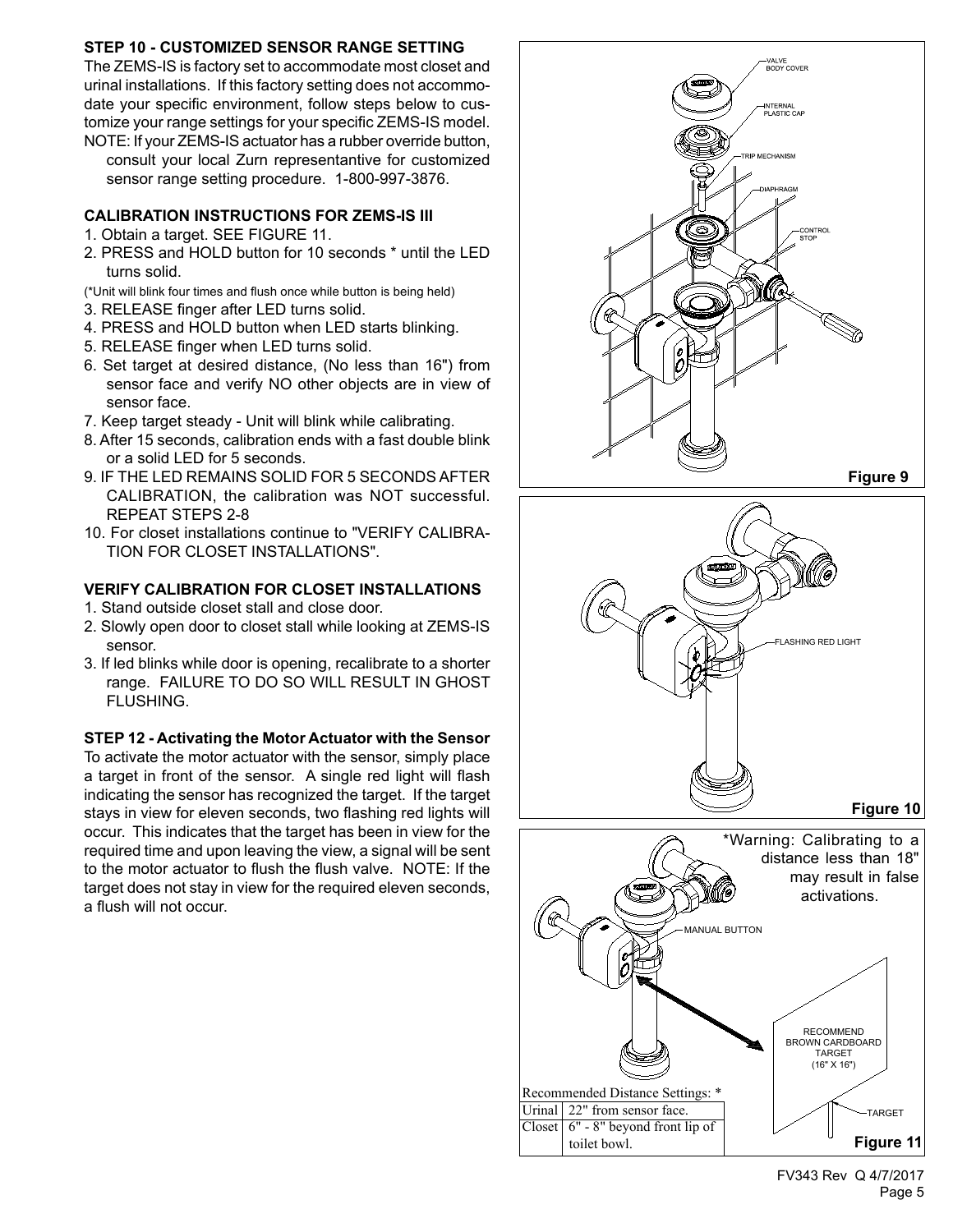### STEP 10 - CUSTOMIZED SENSOR RANGE SETTING

The ZEMS-IS is factory set to accommodate most closet and urinal installations. If this factory setting does not accommodate your specific environment, follow steps below to customize your range settings for your specific ZEMS-IS model.

NOTE: If your ZEMS-IS actuator has a rubber override button, consult your local Zurn representantive for customized sensor range setting procedure. 1-800-997-3876.

### CALIBRATION INSTRUCTIONS FOR ZEMS-IS III

1. Obtain a target. SEE FIGURE 11.
2. PRESS and HOLD button for 10 seconds * until the LED turns solid.

(*Unit will blink four times and flush once while button is being held)

3. RELEASE finger after LED turns solid.
4. PRESS and HOLD button when LED starts blinking.
5. RELEASE finger when LED turns solid.
6. Set target at desired distance, (No less than 16") from sensor face and verify NO other objects are in view of sensor face.
7. Keep target steady - Unit will blink while calibrating.
8. After 15 seconds, calibration ends with a fast double blink or a solid LED for 5 seconds.
9. IF THE LED REMAINS SOLID FOR 5 SECONDS AFTER CALIBRATION, the calibration was NOT successful. REPEAT STEPS 2-8
10. For closet installations continue to "VERIFY CALIBRATION FOR CLOSET INSTALLATIONS".

### VERIFY CALIBRATION FOR CLOSET INSTALLATIONS

1. Stand outside closet stall and close door.
2. Slowly open door to closet stall while looking at ZEMS-IS sensor.
3. If led blinks while door is opening, recalibrate to a shorter range. FAILURE TO DO SO WILL RESULT IN GHOST FLUSHING.

### STEP 12 - Activating the Motor Actuator with the Sensor

To activate the motor actuator with the sensor, simply place a target in front of the sensor. A single red light will flash indicating the sensor has recognized the target. If the target stays in view for eleven seconds, two flashing red lights will occur. This indicates that the target has been in view for the required time and upon leaving the view, a signal will be sent to the motor actuator to flush the flush valve. NOTE: If the target does not stay in view for the required eleven seconds, a flush will not occur.

VALVE BODY COVER

INTERNAL PLASTIC CAP

TRIP MECHANISM

DIAPHRAGM

CONTROL STOP

Figure 9

FLASHING RED LIGHT

Figure 10

*Warning: Calibrating to a distance less than 18" may result in false activations.

MANUAL BUTTON

RECOMMEND BROWN CARDBOARD TARGET (16" X 16")

TARGET

| Recommended Distance Settings: * | |
|---|---|
| Urinal | 22" from sensor face. |
| Closet | 6" - 8" beyond front lip of toilet bowl. |

Figure 11

FV343 Rev Q 4/7/2017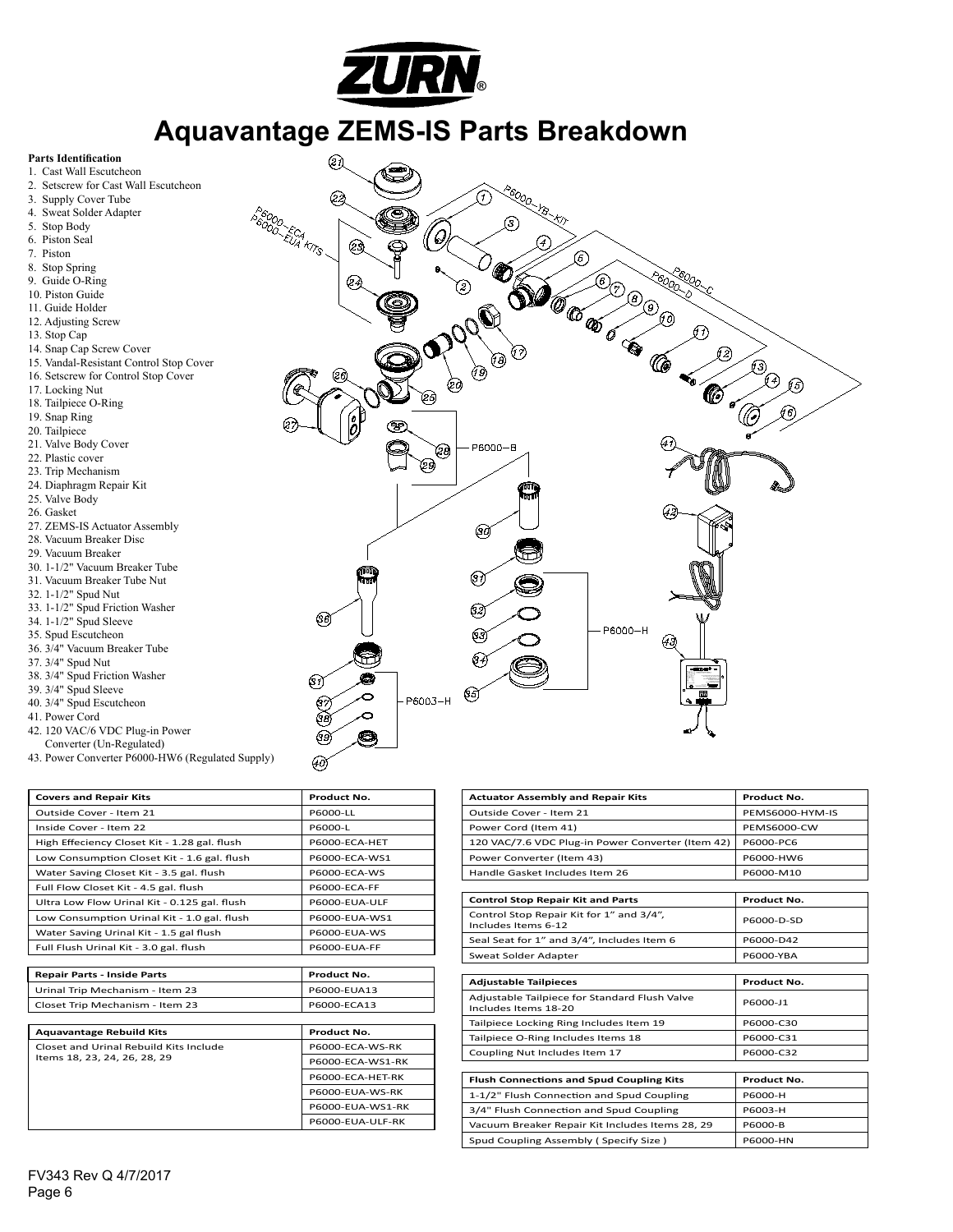# Aquavantage ZEMS-IS Parts Breakdown

**Parts Identification**

1. Cast Wall Escutcheon
2. Setscrew for Cast Wall Escutcheon
3. Supply Cover Tube
4. Sweat Solder Adapter
5. Stop Body
6. Piston Seal
7. Piston
8. Stop Spring
9. Guide O-Ring
10. Piston Guide
11. Guide Holder
12. Adjusting Screw
13. Stop Cap
14. Snap Cap Screw Cover
15. Vandal-Resistant Control Stop Cover
16. Setscrew for Control Stop Cover
17. Locking Nut
18. Tailpiece O-Ring
19. Snap Ring
20. Tailpiece
21. Valve Body Cover
22. Plastic cover
23. Trip Mechanism
24. Diaphragm Repair Kit
25. Valve Body
26. Gasket
27. ZEMS-IS Actuator Assembly
28. Vacuum Breaker Disc
29. Vacuum Breaker
30. 1-1/2" Vacuum Breaker Tube
31. Vacuum Breaker Tube Nut
32. 1-1/2" Spud Nut
33. 1-1/2" Spud Friction Washer
34. 1-1/2" Spud Sleeve
35. Spud Escutcheon
36. 3/4" Vacuum Breaker Tube
37. 3/4" Spud Nut
38. 3/4" Spud Friction Washer
39. 3/4" Spud Sleeve
40. 3/4" Spud Escutcheon
41. Power Cord
42. 120 VAC/6 VDC Plug-in Power Converter (Un-Regulated)
43. Power Converter P6000-HW6 (Regulated Supply)

P6000-YB-KIT, P6000-ECA / P6000-EUA KITS, P6000-C, P6000-D, P6000-B, P6000-H, P6003-H

| Covers and Repair Kits | Product No. |
|---|---|
| Outside Cover - Item 21 | P6000-LL |
| Inside Cover - Item 22 | P6000-L |
| High Effeciency Closet Kit - 1.28 gal. flush | P6000-ECA-HET |
| Low Consumption Closet Kit - 1.6 gal. flush | P6000-ECA-WS1 |
| Water Saving Closet Kit - 3.5 gal. flush | P6000-ECA-WS |
| Full Flow Closet Kit - 4.5 gal. flush | P6000-ECA-FF |
| Ultra Low Flow Urinal Kit - 0.125 gal. flush | P6000-EUA-ULF |
| Low Consumption Urinal Kit - 1.0 gal. flush | P6000-EUA-WS1 |
| Water Saving Urinal Kit - 1.5 gal flush | P6000-EUA-WS |
| Full Flush Urinal Kit - 3.0 gal. flush | P6000-EUA-FF |

| Repair Parts - Inside Parts | Product No. |
|---|---|
| Urinal Trip Mechanism - Item 23 | P6000-EUA13 |
| Closet Trip Mechanism - Item 23 | P6000-ECA13 |

| Aquavantage Rebuild Kits | Product No. |
|---|---|
| Closet and Urinal Rebuild Kits Include Items 18, 23, 24, 26, 28, 29 | P6000-ECA-WS-RK |
| | P6000-ECA-WS1-RK |
| | P6000-ECA-HET-RK |
| | P6000-EUA-WS-RK |
| | P6000-EUA-WS1-RK |
| | P6000-EUA-ULF-RK |

| Actuator Assembly and Repair Kits | Product No. |
|---|---|
| Outside Cover - Item 21 | PEMS6000-HYM-IS |
| Power Cord (Item 41) | PEMS6000-CW |
| 120 VAC/7.6 VDC Plug-in Power Converter (Item 42) | P6000-PC6 |
| Power Converter (Item 43) | P6000-HW6 |
| Handle Gasket Includes Item 26 | P6000-M10 |

| Control Stop Repair Kit and Parts | Product No. |
|---|---|
| Control Stop Repair Kit for 1" and 3/4", Includes Items 6-12 | P6000-D-SD |
| Seal Seat for 1" and 3/4", Includes Item 6 | P6000-D42 |
| Sweat Solder Adapter | P6000-YBA |

| Adjustable Tailpieces | Product No. |
|---|---|
| Adjustable Tailpiece for Standard Flush Valve Includes Items 18-20 | P6000-J1 |
| Tailpiece Locking Ring Includes Item 19 | P6000-C30 |
| Tailpiece O-Ring Includes Items 18 | P6000-C31 |
| Coupling Nut Includes Item 17 | P6000-C32 |

| Flush Connections and Spud Coupling Kits | Product No. |
|---|---|
| 1-1/2" Flush Connection and Spud Coupling | P6000-H |
| 3/4" Flush Connection and Spud Coupling | P6003-H |
| Vacuum Breaker Repair Kit Includes Items 28, 29 | P6000-B |
| Spud Coupling Assembly ( Specify Size ) | P6000-HN |

FV343 Rev Q 4/7/2017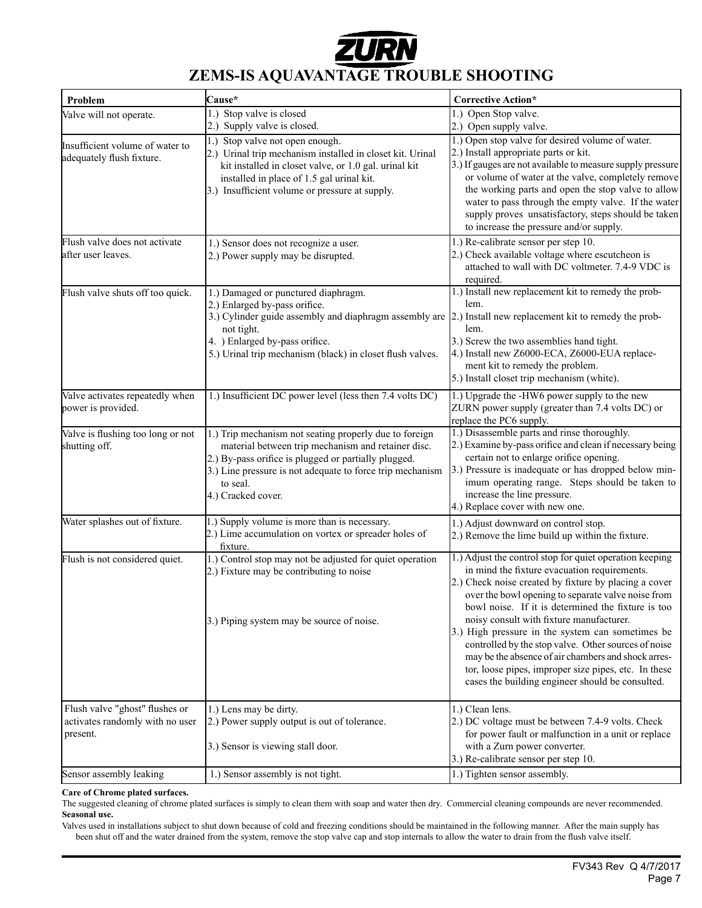# ZURN

## ZEMS-IS AQUAVANTAGE TROUBLE SHOOTING

| Problem | Cause* | Corrective Action* |
|---|---|---|
| Valve will not operate. | 1.) Stop valve is closed<br>2.) Supply valve is closed. | 1.) Open Stop valve.<br>2.) Open supply valve. |
| Insufficient volume of water to adequately flush fixture. | 1.) Stop valve not open enough.<br>2.) Urinal trip mechanism installed in closet kit. Urinal kit installed in closet valve, or 1.0 gal. urinal kit installed in place of 1.5 gal urinal kit.<br>3.) Insufficient volume or pressure at supply. | 1.) Open stop valve for desired volume of water.<br>2.) Install appropriate parts or kit.<br>3.) If gauges are not available to measure supply pressure or volume of water at the valve, completely remove the working parts and open the stop valve to allow water to pass through the empty valve. If the water supply proves unsatisfactory, steps should be taken to increase the pressure and/or supply. |
| Flush valve does not activate after user leaves. | 1.) Sensor does not recognize a user.<br>2.) Power supply may be disrupted. | 1.) Re-calibrate sensor per step 10.<br>2.) Check available voltage where escutcheon is attached to wall with DC voltmeter. 7.4-9 VDC is required. |
| Flush valve shuts off too quick. | 1.) Damaged or punctured diaphragm.<br>2.) Enlarged by-pass orifice.<br>3.) Cylinder guide assembly and diaphragm assembly are not tight.<br>4. ) Enlarged by-pass orifice.<br>5.) Urinal trip mechanism (black) in closet flush valves. | 1.) Install new replacement kit to remedy the problem.<br>2.) Install new replacement kit to remedy the problem.<br>3.) Screw the two assemblies hand tight.<br>4.) Install new Z6000-ECA, Z6000-EUA replacement kit to remedy the problem.<br>5.) Install closet trip mechanism (white). |
| Valve activates repeatedly when power is provided. | 1.) Insufficient DC power level (less then 7.4 volts DC) | 1.) Upgrade the -HW6 power supply to the new ZURN power supply (greater than 7.4 volts DC) or replace the PC6 supply. |
| Valve is flushing too long or not shutting off. | 1.) Trip mechanism not seating properly due to foreign material between trip mechanism and retainer disc.<br>2.) By-pass orifice is plugged or partially plugged.<br>3.) Line pressure is not adequate to force trip mechanism to seal.<br>4.) Cracked cover. | 1.) Disassemble parts and rinse thoroughly.<br>2.) Examine by-pass orifice and clean if necessary being certain not to enlarge orifice opening.<br>3.) Pressure is inadequate or has dropped below minimum operating range. Steps should be taken to increase the line pressure.<br>4.) Replace cover with new one. |
| Water splashes out of fixture. | 1.) Supply volume is more than is necessary.<br>2.) Lime accumulation on vortex or spreader holes of fixture. | 1.) Adjust downward on control stop.<br>2.) Remove the lime build up within the fixture. |
| Flush is not considered quiet. | 1.) Control stop may not be adjusted for quiet operation<br>2.) Fixture may be contributing to noise<br>3.) Piping system may be source of noise. | 1.) Adjust the control stop for quiet operation keeping in mind the fixture evacuation requirements.<br>2.) Check noise created by fixture by placing a cover over the bowl opening to separate valve noise from bowl noise. If it is determined the fixture is too noisy consult with fixture manufacturer.<br>3.) High pressure in the system can sometimes be controlled by the stop valve. Other sources of noise may be the absence of air chambers and shock arrestor, loose pipes, improper size pipes, etc. In these cases the building engineer should be consulted. |
| Flush valve "ghost" flushes or activates randomly with no user present. | 1.) Lens may be dirty.<br>2.) Power supply output is out of tolerance.<br>3.) Sensor is viewing stall door. | 1.) Clean lens.<br>2.) DC voltage must be between 7.4-9 volts. Check for power fault or malfunction in a unit or replace with a Zurn power converter.<br>3.) Re-calibrate sensor per step 10. |
| Sensor assembly leaking | 1.) Sensor assembly is not tight. | 1.) Tighten sensor assembly. |

**Care of Chrome plated surfaces.**

The suggested cleaning of chrome plated surfaces is simply to clean them with soap and water then dry. Commercial cleaning compounds are never recommended.

**Seasonal use.**

Valves used in installations subject to shut down because of cold and freezing conditions should be maintained in the following manner. After the main supply has been shut off and the water drained from the system, remove the stop valve cap and stop internals to allow the water to drain from the flush valve itself.

FV343 Rev Q 4/7/2017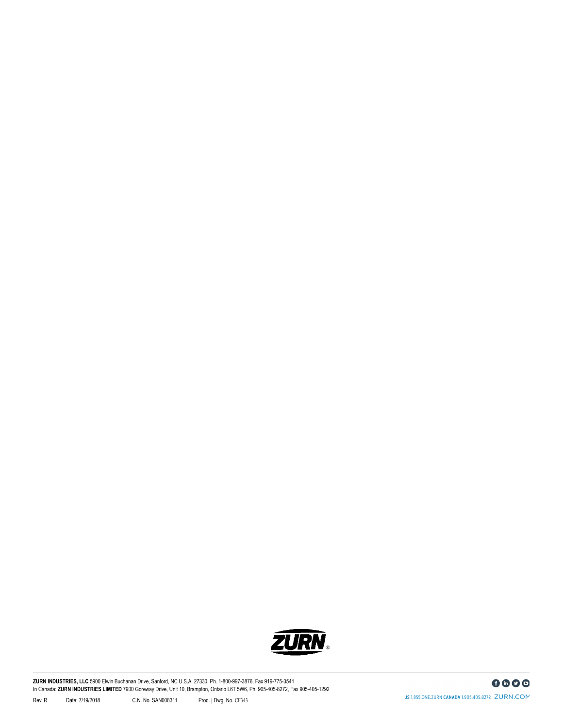ZURN

**ZURN INDUSTRIES, LLC** 5900 Elwin Buchanan Drive, Sanford, NC U.S.A. 27330, Ph. 1-800-997-3876, Fax 919-775-3541
In Canada: **ZURN INDUSTRIES LIMITED** 7900 Goreway Drive, Unit 10, Brampton, Ontario L6T 5W6, Ph. 905-405-8272, Fax 905-405-1292

Rev. R Date: 7/19/2018 C.N. No. SAN008311 Prod. | Dwg. No. CF343

US 1.855.ONE.ZURN CANADA 1.905.405.8272 ZURN.COM